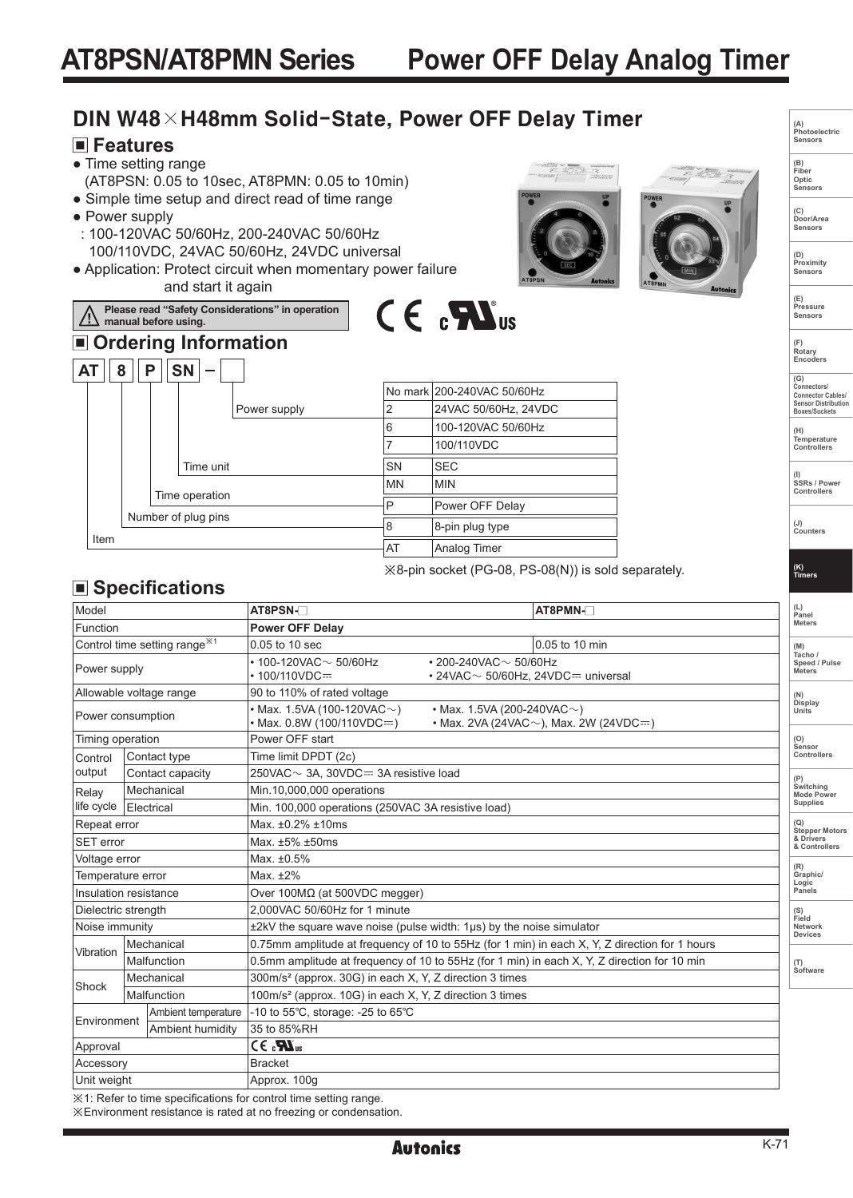# AT8PSN/AT8PMN Series Power OFF Delay Analog Timer

## DIN W48×H48mm Solid-State, Power OFF Delay Timer

### ■ Features

- Time setting range
  (AT8PSN: 0.05 to 10sec, AT8PMN: 0.05 to 10min)
- Simple time setup and direct read of time range
- Power supply
  : 100-120VAC 50/60Hz, 200-240VAC 50/60Hz
  100/110VDC, 24VAC 50/60Hz, 24VDC universal
- Application: Protect circuit when momentary power failure and start it again

⚠ Please read "Safety Considerations" in operation manual before using.

### ■ Ordering Information

AT | 8 | P | SN | – | □

| Item | Code | Description |
|---|---|---|
| Power supply | No mark | 200-240VAC 50/60Hz |
| | 2 | 24VAC 50/60Hz, 24VDC |
| | 6 | 100-120VAC 50/60Hz |
| | 7 | 100/110VDC |
| Time unit | SN | SEC |
| | MN | MIN |
| Time operation | P | Power OFF Delay |
| Number of plug pins | 8 | 8-pin plug type |
| Item | AT | Analog Timer |

※8-pin socket (PG-08, PS-08(N)) is sold separately.

### ■ Specifications

| Model | | | AT8PSN-□ | AT8PMN-□ |
|---|---|---|---|---|
| Function | | | **Power OFF Delay** | |
| Control time setting range※1 | | | 0.05 to 10 sec | 0.05 to 10 min |
| Power supply | | | • 100-120VAC∼ 50/60Hz • 200-240VAC∼ 50/60Hz • 100/110VDC⎓ • 24VAC∼ 50/60Hz, 24VDC⎓ universal | |
| Allowable voltage range | | | 90 to 110% of rated voltage | |
| Power consumption | | | • Max. 1.5VA (100-120VAC∼) • Max. 1.5VA (200-240VAC∼) • Max. 0.8W (100/110VDC⎓) • Max. 2VA (24VAC∼), Max. 2W (24VDC⎓) | |
| Timing operation | | | Power OFF start | |
| Control output | Contact type | | Time limit DPDT (2c) | |
| | Contact capacity | | 250VAC∼ 3A, 30VDC⎓ 3A resistive load | |
| Relay life cycle | Mechanical | | Min.10,000,000 operations | |
| | Electrical | | Min. 100,000 operations (250VAC 3A resistive load) | |
| Repeat error | | | Max. ±0.2% ±10ms | |
| SET error | | | Max. ±5% ±50ms | |
| Voltage error | | | Max. ±0.5% | |
| Temperature error | | | Max. ±2% | |
| Insulation resistance | | | Over 100MΩ (at 500VDC megger) | |
| Dielectric strength | | | 2,000VAC 50/60Hz for 1 minute | |
| Noise immunity | | | ±2kV the square wave noise (pulse width: 1μs) by the noise simulator | |
| Vibration | Mechanical | | 0.75mm amplitude at frequency of 10 to 55Hz (for 1 min) in each X, Y, Z direction for 1 hours | |
| | Malfunction | | 0.5mm amplitude at frequency of 10 to 55Hz (for 1 min) in each X, Y, Z direction for 10 min | |
| Shock | Mechanical | | 300m/s² (approx. 30G) in each X, Y, Z direction 3 times | |
| | Malfunction | | 100m/s² (approx. 10G) in each X, Y, Z direction 3 times | |
| Environment | Ambient temperature | | -10 to 55℃, storage: -25 to 65℃ | |
| | Ambient humidity | | 35 to 85%RH | |
| Approval | | | CE cULus | |
| Accessory | | | Bracket | |
| Unit weight | | | Approx. 100g | |

※1: Refer to time specifications for control time setting range.
※Environment resistance is rated at no freezing or condensation.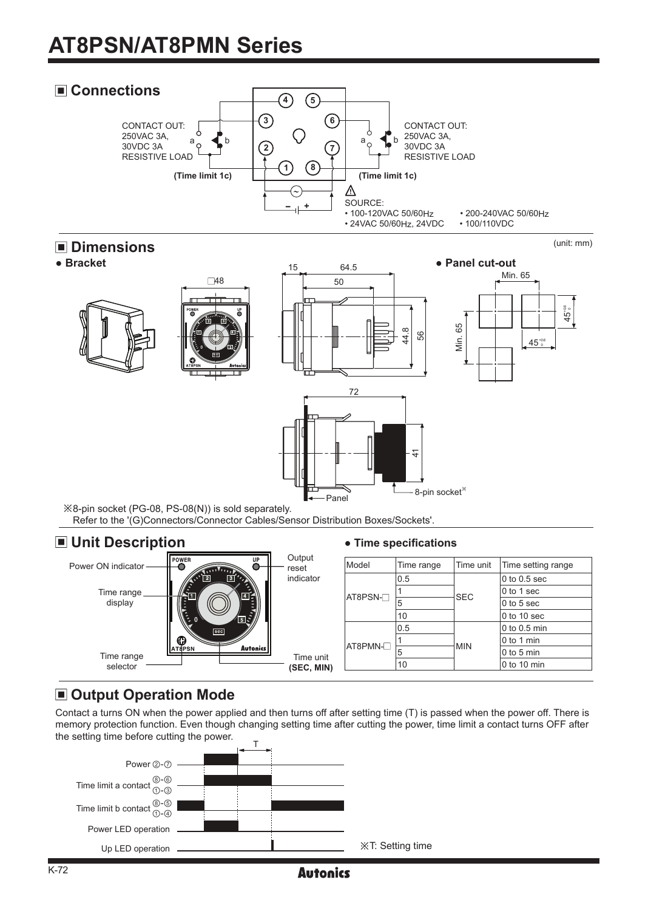# AT8PSN/AT8PMN Series

## Connections

CONTACT OUT: 250VAC 3A, 30VDC 3A RESISTIVE LOAD

(Time limit 1c)

CONTACT OUT: 250VAC 3A, 30VDC 3A RESISTIVE LOAD

(Time limit 1c)

SOURCE:
- 100-120VAC 50/60Hz
- 200-240VAC 50/60Hz
- 24VAC 50/60Hz, 24VDC
- 100/110VDC

## Dimensions

(unit: mm)

- Bracket
- Panel cut-out

※8-pin socket (PG-08, PS-08(N)) is sold separately.
Refer to the '(G)Connectors/Connector Cables/Sensor Distribution Boxes/Sockets'.

## Unit Description

Power ON indicator, Time range display, Time range selector, Output reset indicator, Time unit (SEC, MIN)

- **Time specifications**

| Model | Time range | Time unit | Time setting range |
|---|---|---|---|
| AT8PSN-□ | 0.5 | SEC | 0 to 0.5 sec |
| | 1 | | 0 to 1 sec |
| | 5 | | 0 to 5 sec |
| | 10 | | 0 to 10 sec |
| AT8PMN-□ | 0.5 | MIN | 0 to 0.5 min |
| | 1 | | 0 to 1 min |
| | 5 | | 0 to 5 min |
| | 10 | | 0 to 10 min |

## Output Operation Mode

Contact a turns ON when the power applied and then turns off after setting time (T) is passed when the power off. There is memory protection function. Even though changing setting time after cutting the power, time limit a contact turns OFF after the setting time before cutting the power.

Power ②-⑦
Time limit a contact ⑧-⑥ ①-③
Time limit b contact ⑧-⑤ ①-④
Power LED operation
Up LED operation

※T: Setting time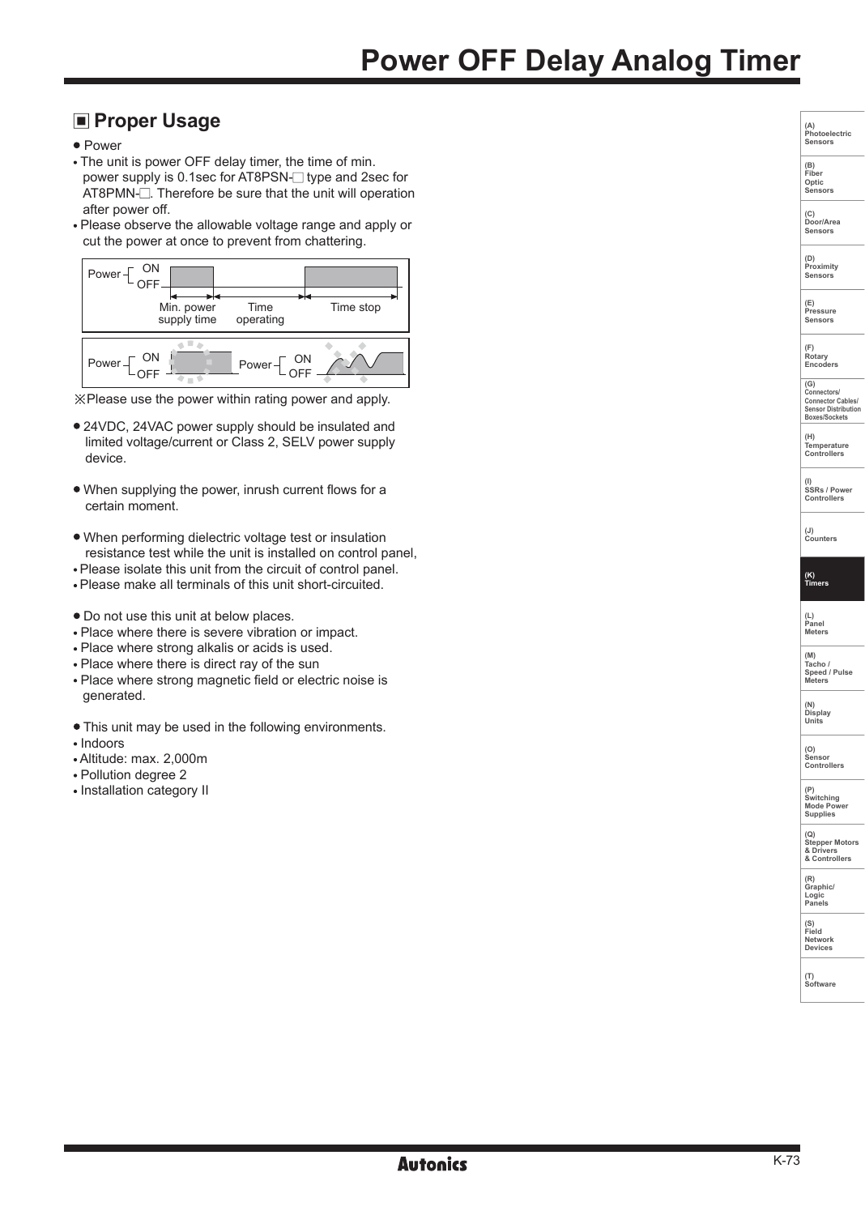# Power OFF Delay Analog Timer

## ■ Proper Usage

● Power

- The unit is power OFF delay timer, the time of min. power supply is 0.1sec for AT8PSN-□ type and 2sec for AT8PMN-□. Therefore be sure that the unit will operation after power off.
- Please observe the allowable voltage range and apply or cut the power at once to prevent from chattering.

Power ON OFF
Min. power supply time
Time operating
Time stop

Power ON OFF
Power ON OFF

※Please use the power within rating power and apply.

● 24VDC, 24VAC power supply should be insulated and limited voltage/current or Class 2, SELV power supply device.

● When supplying the power, inrush current flows for a certain moment.

● When performing dielectric voltage test or insulation resistance test while the unit is installed on control panel,

- Please isolate this unit from the circuit of control panel.
- Please make all terminals of this unit short-circuited.

● Do not use this unit at below places.

- Place where there is severe vibration or impact.
- Place where strong alkalis or acids is used.
- Place where there is direct ray of the sun
- Place where strong magnetic field or electric noise is generated.

● This unit may be used in the following environments.

- Indoors
- Altitude: max. 2,000m
- Pollution degree 2
- Installation category II